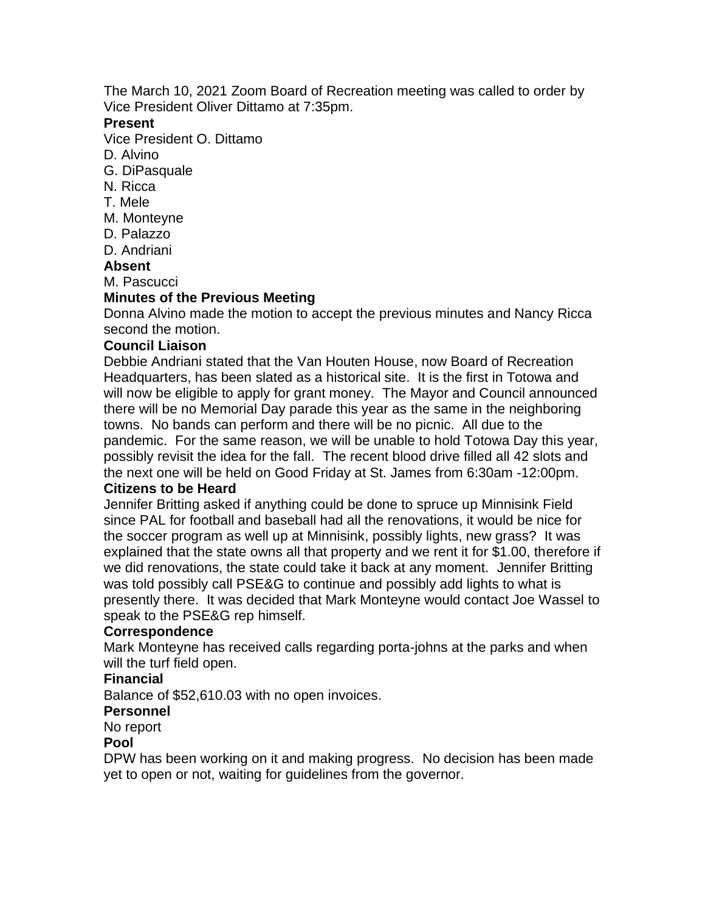The March 10, 2021 Zoom Board of Recreation meeting was called to order by Vice President Oliver Dittamo at 7:35pm.

**Present**

Vice President O. Dittamo
D. Alvino
G. DiPasquale
N. Ricca
T. Mele
M. Monteyne
D. Palazzo
D. Andriani

**Absent**

M. Pascucci

**Minutes of the Previous Meeting**

Donna Alvino made the motion to accept the previous minutes and Nancy Ricca second the motion.

**Council Liaison**

Debbie Andriani stated that the Van Houten House, now Board of Recreation Headquarters, has been slated as a historical site. It is the first in Totowa and will now be eligible to apply for grant money. The Mayor and Council announced there will be no Memorial Day parade this year as the same in the neighboring towns. No bands can perform and there will be no picnic. All due to the pandemic. For the same reason, we will be unable to hold Totowa Day this year, possibly revisit the idea for the fall. The recent blood drive filled all 42 slots and the next one will be held on Good Friday at St. James from 6:30am -12:00pm.

**Citizens to be Heard**

Jennifer Britting asked if anything could be done to spruce up Minnisink Field since PAL for football and baseball had all the renovations, it would be nice for the soccer program as well up at Minnisink, possibly lights, new grass? It was explained that the state owns all that property and we rent it for $1.00, therefore if we did renovations, the state could take it back at any moment. Jennifer Britting was told possibly call PSE&G to continue and possibly add lights to what is presently there. It was decided that Mark Monteyne would contact Joe Wassel to speak to the PSE&G rep himself.

**Correspondence**

Mark Monteyne has received calls regarding porta-johns at the parks and when will the turf field open.

**Financial**

Balance of $52,610.03 with no open invoices.

**Personnel**

No report

**Pool**

DPW has been working on it and making progress. No decision has been made yet to open or not, waiting for guidelines from the governor.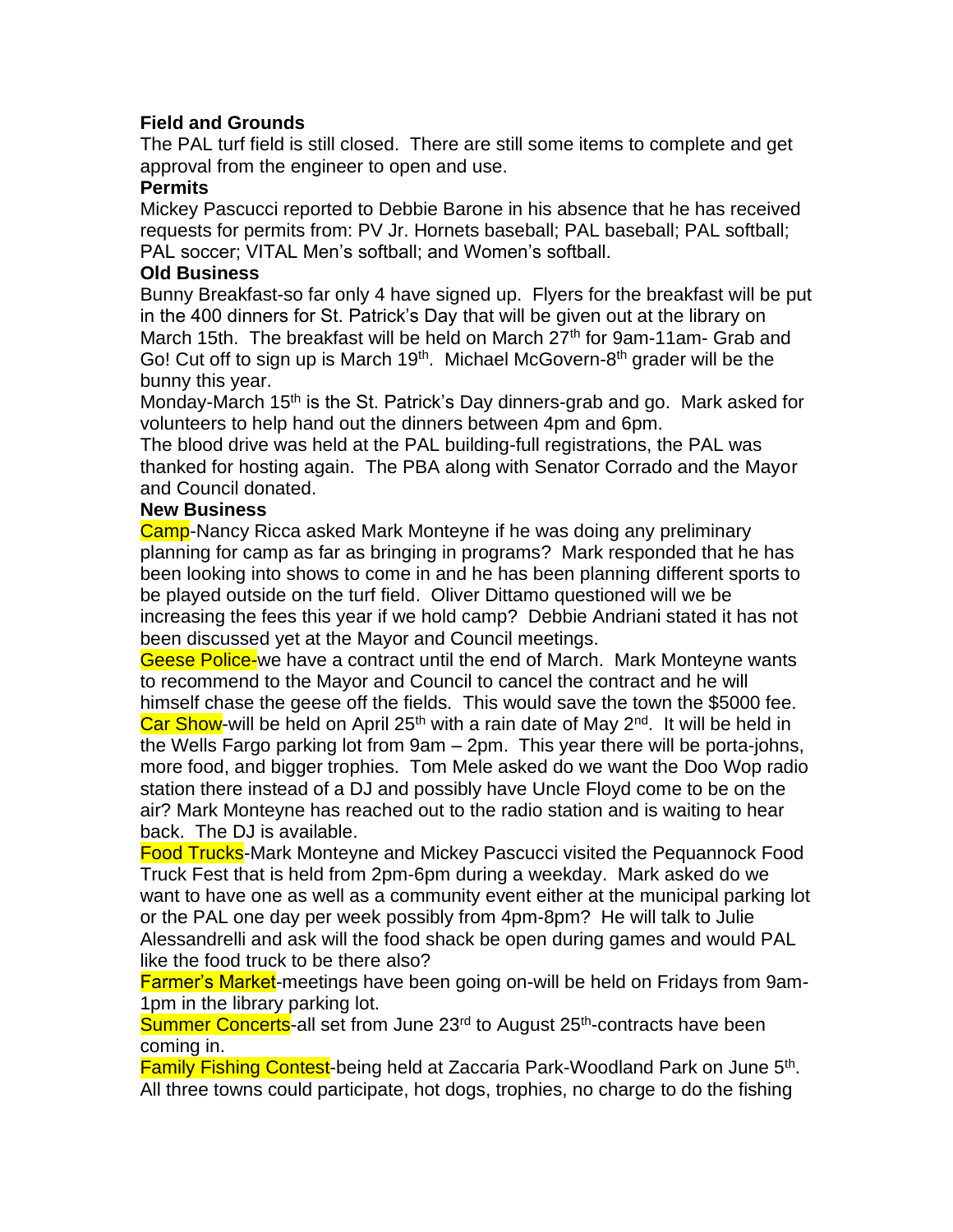**Field and Grounds**

The PAL turf field is still closed. There are still some items to complete and get approval from the engineer to open and use.

**Permits**

Mickey Pascucci reported to Debbie Barone in his absence that he has received requests for permits from: PV Jr. Hornets baseball; PAL baseball; PAL softball; PAL soccer; VITAL Men's softball; and Women's softball.

**Old Business**

Bunny Breakfast-so far only 4 have signed up. Flyers for the breakfast will be put in the 400 dinners for St. Patrick's Day that will be given out at the library on March 15th. The breakfast will be held on March 27th for 9am-11am- Grab and Go! Cut off to sign up is March 19th. Michael McGovern-8th grader will be the bunny this year.

Monday-March 15th is the St. Patrick's Day dinners-grab and go. Mark asked for volunteers to help hand out the dinners between 4pm and 6pm.

The blood drive was held at the PAL building-full registrations, the PAL was thanked for hosting again. The PBA along with Senator Corrado and the Mayor and Council donated.

**New Business**

Camp-Nancy Ricca asked Mark Monteyne if he was doing any preliminary planning for camp as far as bringing in programs? Mark responded that he has been looking into shows to come in and he has been planning different sports to be played outside on the turf field. Oliver Dittamo questioned will we be increasing the fees this year if we hold camp? Debbie Andriani stated it has not been discussed yet at the Mayor and Council meetings.

Geese Police-we have a contract until the end of March. Mark Monteyne wants to recommend to the Mayor and Council to cancel the contract and he will himself chase the geese off the fields. This would save the town the $5000 fee.

Car Show-will be held on April 25th with a rain date of May 2nd. It will be held in the Wells Fargo parking lot from 9am – 2pm. This year there will be porta-johns, more food, and bigger trophies. Tom Mele asked do we want the Doo Wop radio station there instead of a DJ and possibly have Uncle Floyd come to be on the air? Mark Monteyne has reached out to the radio station and is waiting to hear back. The DJ is available.

Food Trucks-Mark Monteyne and Mickey Pascucci visited the Pequannock Food Truck Fest that is held from 2pm-6pm during a weekday. Mark asked do we want to have one as well as a community event either at the municipal parking lot or the PAL one day per week possibly from 4pm-8pm? He will talk to Julie Alessandrelli and ask will the food shack be open during games and would PAL like the food truck to be there also?

Farmer's Market-meetings have been going on-will be held on Fridays from 9am-1pm in the library parking lot.

Summer Concerts-all set from June 23rd to August 25th-contracts have been coming in.

Family Fishing Contest-being held at Zaccaria Park-Woodland Park on June 5th. All three towns could participate, hot dogs, trophies, no charge to do the fishing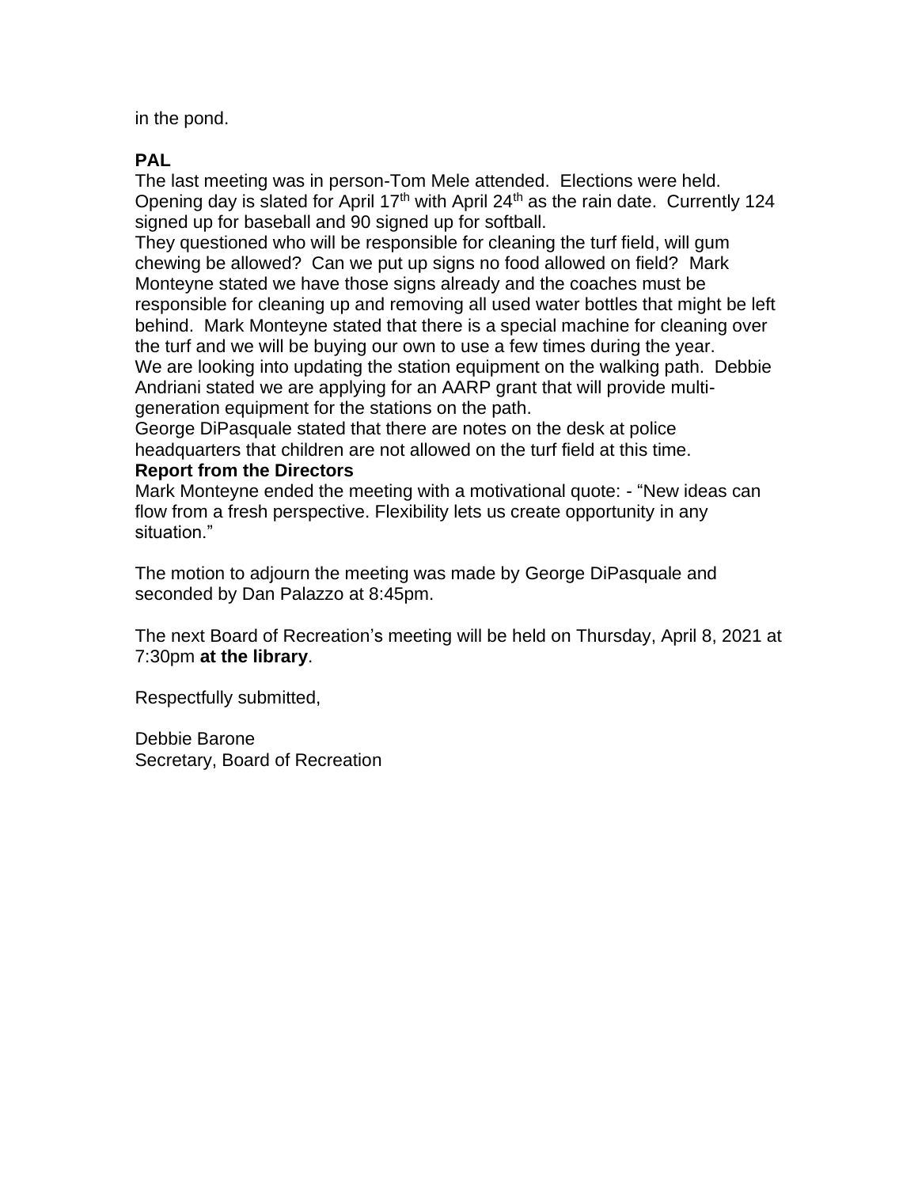in the pond.

**PAL**

The last meeting was in person-Tom Mele attended. Elections were held. Opening day is slated for April 17th with April 24th as the rain date. Currently 124 signed up for baseball and 90 signed up for softball.

They questioned who will be responsible for cleaning the turf field, will gum chewing be allowed? Can we put up signs no food allowed on field? Mark Monteyne stated we have those signs already and the coaches must be responsible for cleaning up and removing all used water bottles that might be left behind. Mark Monteyne stated that there is a special machine for cleaning over the turf and we will be buying our own to use a few times during the year.

We are looking into updating the station equipment on the walking path. Debbie Andriani stated we are applying for an AARP grant that will provide multi-generation equipment for the stations on the path.

George DiPasquale stated that there are notes on the desk at police headquarters that children are not allowed on the turf field at this time.

**Report from the Directors**

Mark Monteyne ended the meeting with a motivational quote: - "New ideas can flow from a fresh perspective. Flexibility lets us create opportunity in any situation."

The motion to adjourn the meeting was made by George DiPasquale and seconded by Dan Palazzo at 8:45pm.

The next Board of Recreation's meeting will be held on Thursday, April 8, 2021 at 7:30pm **at the library**.

Respectfully submitted,

Debbie Barone
Secretary, Board of Recreation